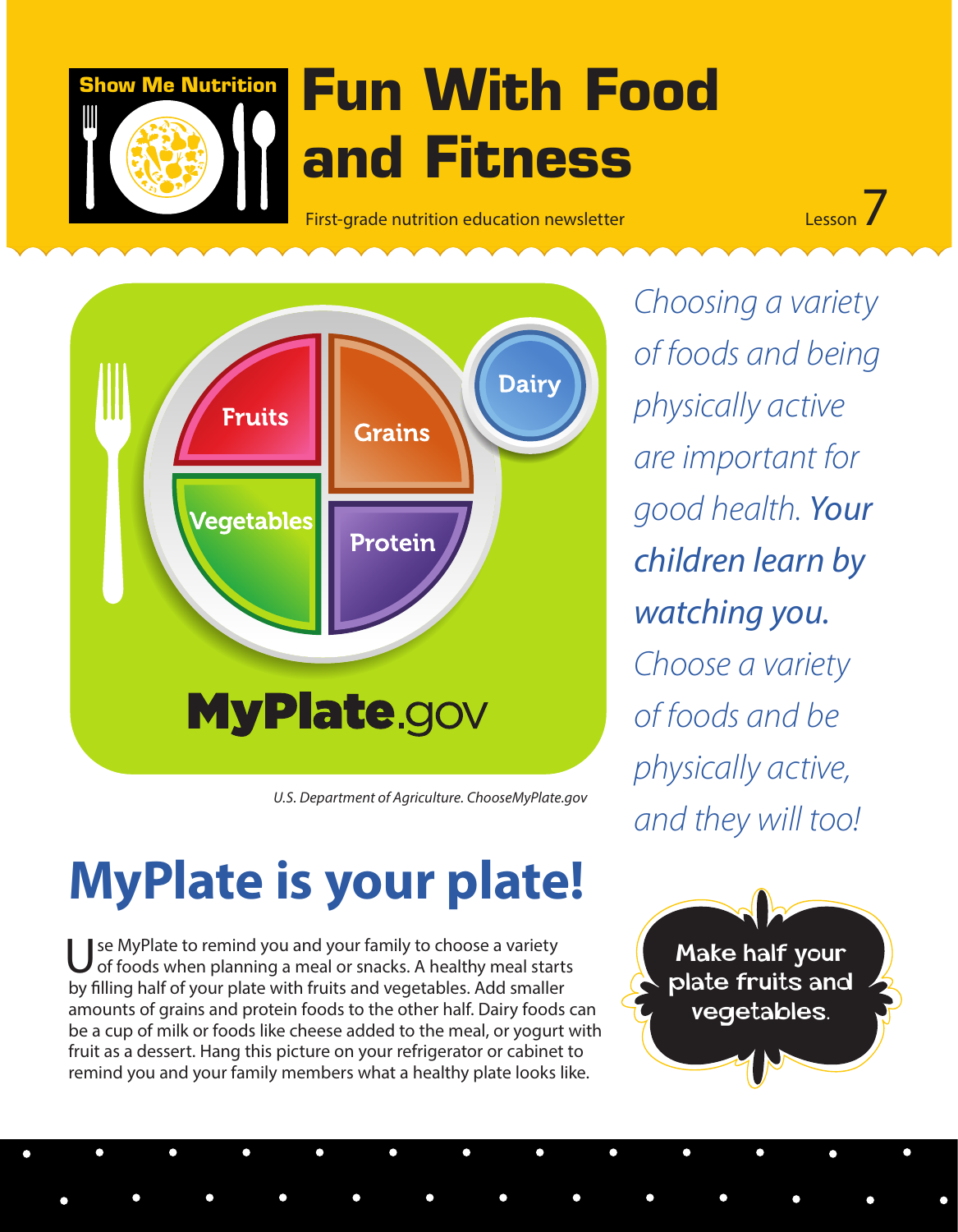Show Me Nutrition

# Fun With Food and Fitness

First-grade nutrition education newsletter

Lesson 7

Fruits
Grains
Dairy
Vegetables
Protein

MyPlate.gov

*U.S. Department of Agriculture. ChooseMyPlate.gov*

*Choosing a variety of foods and being physically active are important for good health.* ***Your children learn by watching you.*** *Choose a variety of foods and be physically active, and they will too!*

## MyPlate is your plate!

Use MyPlate to remind you and your family to choose a variety of foods when planning a meal or snacks. A healthy meal starts by filling half of your plate with fruits and vegetables. Add smaller amounts of grains and protein foods to the other half. Dairy foods can be a cup of milk or foods like cheese added to the meal, or yogurt with fruit as a dessert. Hang this picture on your refrigerator or cabinet to remind you and your family members what a healthy plate looks like.

**Make half your plate fruits and vegetables.**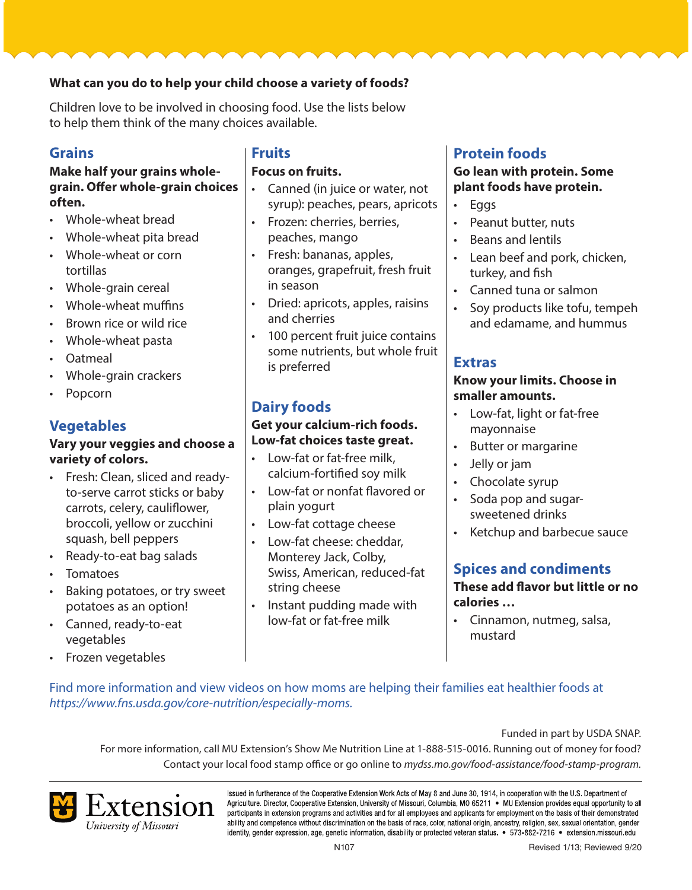**What can you do to help your child choose a variety of foods?**

Children love to be involved in choosing food. Use the lists below to help them think of the many choices available.

## Grains

**Make half your grains whole-grain. Offer whole-grain choices often.**

- Whole-wheat bread
- Whole-wheat pita bread
- Whole-wheat or corn tortillas
- Whole-grain cereal
- Whole-wheat muffins
- Brown rice or wild rice
- Whole-wheat pasta
- Oatmeal
- Whole-grain crackers
- Popcorn

## Vegetables

**Vary your veggies and choose a variety of colors.**

- Fresh: Clean, sliced and ready-to-serve carrot sticks or baby carrots, celery, cauliflower, broccoli, yellow or zucchini squash, bell peppers
- Ready-to-eat bag salads
- Tomatoes
- Baking potatoes, or try sweet potatoes as an option!
- Canned, ready-to-eat vegetables
- Frozen vegetables

## Fruits

**Focus on fruits.**

- Canned (in juice or water, not syrup): peaches, pears, apricots
- Frozen: cherries, berries, peaches, mango
- Fresh: bananas, apples, oranges, grapefruit, fresh fruit in season
- Dried: apricots, apples, raisins and cherries
- 100 percent fruit juice contains some nutrients, but whole fruit is preferred

## Dairy foods

**Get your calcium-rich foods. Low-fat choices taste great.**

- Low-fat or fat-free milk, calcium-fortified soy milk
- Low-fat or nonfat flavored or plain yogurt
- Low-fat cottage cheese
- Low-fat cheese: cheddar, Monterey Jack, Colby, Swiss, American, reduced-fat string cheese
- Instant pudding made with low-fat or fat-free milk

## Protein foods

**Go lean with protein. Some plant foods have protein.**

- Eggs
- Peanut butter, nuts
- Beans and lentils
- Lean beef and pork, chicken, turkey, and fish
- Canned tuna or salmon
- Soy products like tofu, tempeh and edamame, and hummus

## Extras

**Know your limits. Choose in smaller amounts.**

- Low-fat, light or fat-free mayonnaise
- Butter or margarine
- Jelly or jam
- Chocolate syrup
- Soda pop and sugar-sweetened drinks
- Ketchup and barbecue sauce

## Spices and condiments

**These add flavor but little or no calories …**

- Cinnamon, nutmeg, salsa, mustard

Find more information and view videos on how moms are helping their families eat healthier foods at *https://www.fns.usda.gov/core-nutrition/especially-moms.*

Funded in part by USDA SNAP.

For more information, call MU Extension's Show Me Nutrition Line at 1-888-515-0016. Running out of money for food? Contact your local food stamp office or go online to *mydss.mo.gov/food-assistance/food-stamp-program.*

Extension
*University of Missouri*

Issued in furtherance of the Cooperative Extension Work Acts of May 8 and June 30, 1914, in cooperation with the U.S. Department of Agriculture. Director, Cooperative Extension, University of Missouri, Columbia, MO 65211 • MU Extension provides equal opportunity to all participants in extension programs and activities and for all employees and applicants for employment on the basis of their demonstrated ability and competence without discrimination on the basis of race, color, national origin, ancestry, religion, sex, sexual orientation, gender identity, gender expression, age, genetic information, disability or protected veteran status. • 573-882-7216 • extension.missouri.edu

N107

Revised 1/13; Reviewed 9/20